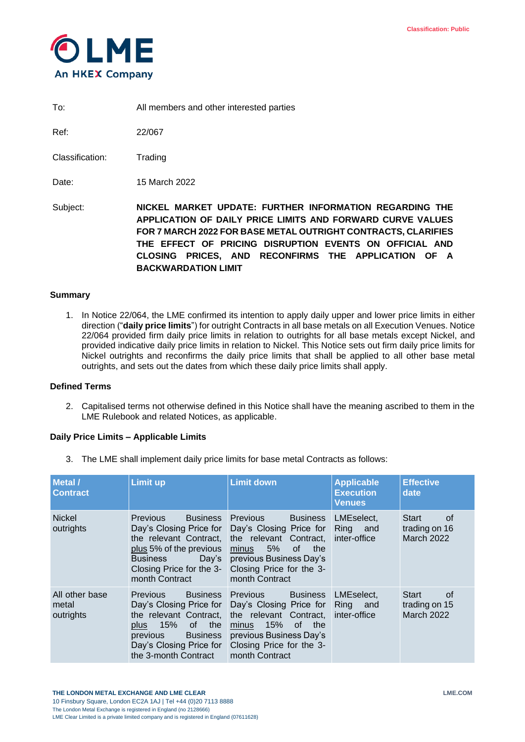Classification: Public

LME
An HKEX Company

To: All members and other interested parties

Ref: 22/067

Classification: Trading

Date: 15 March 2022

Subject: **NICKEL MARKET UPDATE: FURTHER INFORMATION REGARDING THE APPLICATION OF DAILY PRICE LIMITS AND FORWARD CURVE VALUES FOR 7 MARCH 2022 FOR BASE METAL OUTRIGHT CONTRACTS, CLARIFIES THE EFFECT OF PRICING DISRUPTION EVENTS ON OFFICIAL AND CLOSING PRICES, AND RECONFIRMS THE APPLICATION OF A BACKWARDATION LIMIT**

### Summary

1. In Notice 22/064, the LME confirmed its intention to apply daily upper and lower price limits in either direction ("**daily price limits**") for outright Contracts in all base metals on all Execution Venues. Notice 22/064 provided firm daily price limits in relation to outrights for all base metals except Nickel, and provided indicative daily price limits in relation to Nickel. This Notice sets out firm daily price limits for Nickel outrights and reconfirms the daily price limits that shall be applied to all other base metal outrights, and sets out the dates from which these daily price limits shall apply.

### Defined Terms

2. Capitalised terms not otherwise defined in this Notice shall have the meaning ascribed to them in the LME Rulebook and related Notices, as applicable.

### Daily Price Limits – Applicable Limits

3. The LME shall implement daily price limits for base metal Contracts as follows:

| Metal / Contract | Limit up | Limit down | Applicable Execution Venues | Effective date |
|---|---|---|---|---|
| Nickel outrights | Previous Business Day's Closing Price for the relevant Contract, plus 5% of the previous Business Day's Closing Price for the 3-month Contract | Previous Business Day's Closing Price for the relevant Contract, minus 5% of the previous Business Day's Closing Price for the 3-month Contract | LMEselect, Ring and inter-office | Start of trading on 16 March 2022 |
| All other base metal outrights | Previous Business Day's Closing Price for the relevant Contract, plus 15% of the previous Business Day's Closing Price for the 3-month Contract | Previous Business Day's Closing Price for the relevant Contract, minus 15% of the previous Business Day's Closing Price for the 3-month Contract | LMEselect, Ring and inter-office | Start of trading on 15 March 2022 |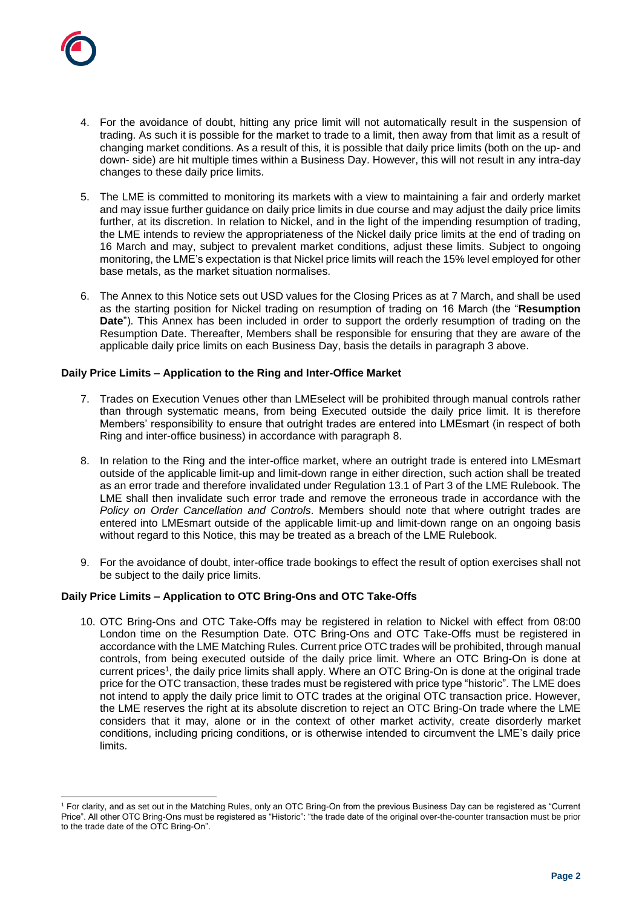4. For the avoidance of doubt, hitting any price limit will not automatically result in the suspension of trading. As such it is possible for the market to trade to a limit, then away from that limit as a result of changing market conditions. As a result of this, it is possible that daily price limits (both on the up- and down- side) are hit multiple times within a Business Day. However, this will not result in any intra-day changes to these daily price limits.

5. The LME is committed to monitoring its markets with a view to maintaining a fair and orderly market and may issue further guidance on daily price limits in due course and may adjust the daily price limits further, at its discretion. In relation to Nickel, and in the light of the impending resumption of trading, the LME intends to review the appropriateness of the Nickel daily price limits at the end of trading on 16 March and may, subject to prevalent market conditions, adjust these limits. Subject to ongoing monitoring, the LME's expectation is that Nickel price limits will reach the 15% level employed for other base metals, as the market situation normalises.

6. The Annex to this Notice sets out USD values for the Closing Prices as at 7 March, and shall be used as the starting position for Nickel trading on resumption of trading on 16 March (the "**Resumption Date**"). This Annex has been included in order to support the orderly resumption of trading on the Resumption Date. Thereafter, Members shall be responsible for ensuring that they are aware of the applicable daily price limits on each Business Day, basis the details in paragraph 3 above.

**Daily Price Limits – Application to the Ring and Inter-Office Market**

7. Trades on Execution Venues other than LMEselect will be prohibited through manual controls rather than through systematic means, from being Executed outside the daily price limit. It is therefore Members' responsibility to ensure that outright trades are entered into LMEsmart (in respect of both Ring and inter-office business) in accordance with paragraph 8.

8. In relation to the Ring and the inter-office market, where an outright trade is entered into LMEsmart outside of the applicable limit-up and limit-down range in either direction, such action shall be treated as an error trade and therefore invalidated under Regulation 13.1 of Part 3 of the LME Rulebook. The LME shall then invalidate such error trade and remove the erroneous trade in accordance with the *Policy on Order Cancellation and Controls*. Members should note that where outright trades are entered into LMEsmart outside of the applicable limit-up and limit-down range on an ongoing basis without regard to this Notice, this may be treated as a breach of the LME Rulebook.

9. For the avoidance of doubt, inter-office trade bookings to effect the result of option exercises shall not be subject to the daily price limits.

**Daily Price Limits – Application to OTC Bring-Ons and OTC Take-Offs**

10. OTC Bring-Ons and OTC Take-Offs may be registered in relation to Nickel with effect from 08:00 London time on the Resumption Date. OTC Bring-Ons and OTC Take-Offs must be registered in accordance with the LME Matching Rules. Current price OTC trades will be prohibited, through manual controls, from being executed outside of the daily price limit. Where an OTC Bring-On is done at current prices[1], the daily price limits shall apply. Where an OTC Bring-On is done at the original trade price for the OTC transaction, these trades must be registered with price type "historic". The LME does not intend to apply the daily price limit to OTC trades at the original OTC transaction price. However, the LME reserves the right at its absolute discretion to reject an OTC Bring-On trade where the LME considers that it may, alone or in the context of other market activity, create disorderly market conditions, including pricing conditions, or is otherwise intended to circumvent the LME's daily price limits.

[1] For clarity, and as set out in the Matching Rules, only an OTC Bring-On from the previous Business Day can be registered as "Current Price". All other OTC Bring-Ons must be registered as "Historic": "the trade date of the original over-the-counter transaction must be prior to the trade date of the OTC Bring-On".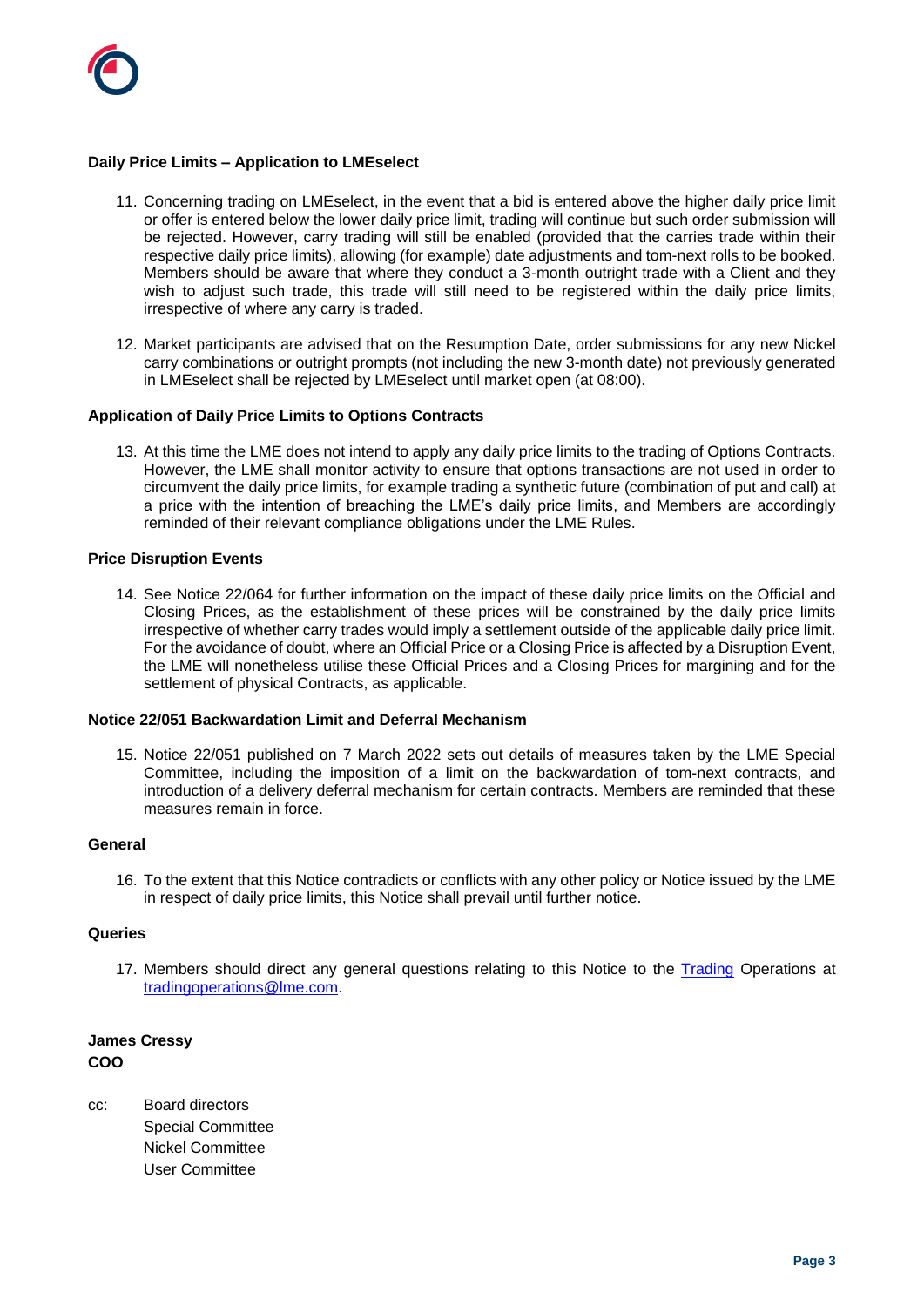**Daily Price Limits – Application to LMEselect**

11. Concerning trading on LMEselect, in the event that a bid is entered above the higher daily price limit or offer is entered below the lower daily price limit, trading will continue but such order submission will be rejected. However, carry trading will still be enabled (provided that the carries trade within their respective daily price limits), allowing (for example) date adjustments and tom-next rolls to be booked. Members should be aware that where they conduct a 3-month outright trade with a Client and they wish to adjust such trade, this trade will still need to be registered within the daily price limits, irrespective of where any carry is traded.

12. Market participants are advised that on the Resumption Date, order submissions for any new Nickel carry combinations or outright prompts (not including the new 3-month date) not previously generated in LMEselect shall be rejected by LMEselect until market open (at 08:00).

**Application of Daily Price Limits to Options Contracts**

13. At this time the LME does not intend to apply any daily price limits to the trading of Options Contracts. However, the LME shall monitor activity to ensure that options transactions are not used in order to circumvent the daily price limits, for example trading a synthetic future (combination of put and call) at a price with the intention of breaching the LME's daily price limits, and Members are accordingly reminded of their relevant compliance obligations under the LME Rules.

**Price Disruption Events**

14. See Notice 22/064 for further information on the impact of these daily price limits on the Official and Closing Prices, as the establishment of these prices will be constrained by the daily price limits irrespective of whether carry trades would imply a settlement outside of the applicable daily price limit. For the avoidance of doubt, where an Official Price or a Closing Price is affected by a Disruption Event, the LME will nonetheless utilise these Official Prices and a Closing Prices for margining and for the settlement of physical Contracts, as applicable.

**Notice 22/051 Backwardation Limit and Deferral Mechanism**

15. Notice 22/051 published on 7 March 2022 sets out details of measures taken by the LME Special Committee, including the imposition of a limit on the backwardation of tom-next contracts, and introduction of a delivery deferral mechanism for certain contracts. Members are reminded that these measures remain in force.

**General**

16. To the extent that this Notice contradicts or conflicts with any other policy or Notice issued by the LME in respect of daily price limits, this Notice shall prevail until further notice.

**Queries**

17. Members should direct any general questions relating to this Notice to the Trading Operations at tradingoperations@lme.com.

**James Cressy**
**COO**

cc: Board directors
Special Committee
Nickel Committee
User Committee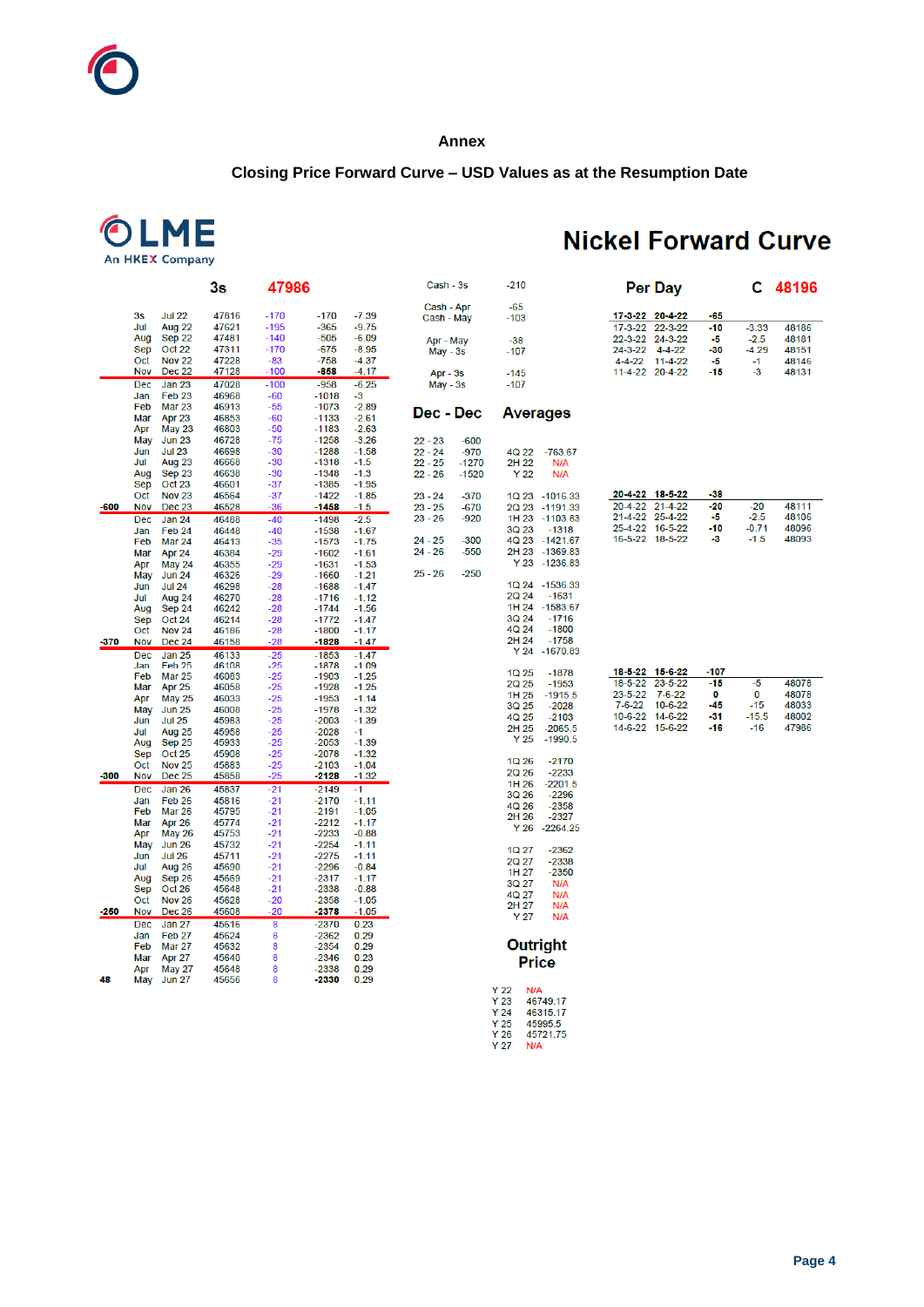**Annex**

**Closing Price Forward Curve – USD Values as at the Resumption Date**

LME
An HKEX Company

# Nickel Forward Curve

**3s 47986**

| | | | | | | |
|---|---|---|---|---|---|---|
| | 3s | Jul 22 | 47816 | -170 | -170 | -7.39 |
| | Jul | Aug 22 | 47621 | -195 | -365 | -9.75 |
| | Aug | Sep 22 | 47481 | -140 | -505 | -6.09 |
| | Sep | Oct 22 | 47311 | -170 | -675 | -8.95 |
| | Oct | Nov 22 | 47228 | -83 | -758 | -4.37 |
| | Nov | Dec 22 | 47128 | -100 | **-858** | -4.17 |
| | Dec | Jan 23 | 47028 | -100 | -958 | -6.25 |
| | Jan | Feb 23 | 46968 | -60 | -1018 | -3 |
| | Feb | Mar 23 | 46913 | -55 | -1073 | -2.89 |
| | Mar | Apr 23 | 46853 | -60 | -1133 | -2.61 |
| | Apr | May 23 | 46803 | -50 | -1183 | -2.63 |
| | May | Jun 23 | 46728 | -75 | -1258 | -3.26 |
| | Jun | Jul 23 | 46698 | -30 | -1288 | -1.58 |
| | Jul | Aug 23 | 46668 | -30 | -1318 | -1.5 |
| | Aug | Sep 23 | 46638 | -30 | -1348 | -1.3 |
| | Sep | Oct 23 | 46601 | -37 | -1385 | -1.95 |
| | Oct | Nov 23 | 46564 | -37 | -1422 | -1.85 |
| -600 | Nov | Dec 23 | 46528 | -36 | **-1458** | -1.5 |
| | Dec | Jan 24 | 46488 | -40 | -1498 | -2.5 |
| | Jan | Feb 24 | 46448 | -40 | -1538 | -1.67 |
| | Feb | Mar 24 | 46413 | -35 | -1573 | -1.75 |
| | Mar | Apr 24 | 46384 | -29 | -1602 | -1.61 |
| | Apr | May 24 | 46355 | -29 | -1631 | -1.53 |
| | May | Jun 24 | 46326 | -29 | -1660 | -1.21 |
| | Jun | Jul 24 | 46298 | -28 | -1688 | -1.47 |
| | Jul | Aug 24 | 46270 | -28 | -1716 | -1.12 |
| | Aug | Sep 24 | 46242 | -28 | -1744 | -1.56 |
| | Sep | Oct 24 | 46214 | -28 | -1772 | -1.47 |
| | Oct | Nov 24 | 46186 | -28 | -1800 | -1.17 |
| -370 | Nov | Dec 24 | 46158 | -28 | **-1828** | -1.47 |
| | Dec | Jan 25 | 46133 | -25 | -1853 | -1.47 |
| | Jan | Feb 25 | 46108 | -25 | -1878 | -1.09 |
| | Feb | Mar 25 | 46083 | -25 | -1903 | -1.25 |
| | Mar | Apr 25 | 46058 | -25 | -1928 | -1.25 |
| | Apr | May 25 | 46033 | -25 | -1953 | -1.14 |
| | May | Jun 25 | 46008 | -25 | -1978 | -1.32 |
| | Jun | Jul 25 | 45983 | -25 | -2003 | -1.39 |
| | Jul | Aug 25 | 45958 | -25 | -2028 | -1 |
| | Aug | Sep 25 | 45933 | -25 | -2053 | -1.39 |
| | Sep | Oct 25 | 45908 | -25 | -2078 | -1.32 |
| | Oct | Nov 25 | 45883 | -25 | -2103 | -1.04 |
| -300 | Nov | Dec 25 | 45858 | -25 | **-2128** | -1.32 |
| | Dec | Jan 26 | 45837 | -21 | -2149 | -1 |
| | Jan | Feb 26 | 45816 | -21 | -2170 | -1.11 |
| | Feb | Mar 26 | 45795 | -21 | -2191 | -1.05 |
| | Mar | Apr 26 | 45774 | -21 | -2212 | -1.17 |
| | Apr | May 26 | 45753 | -21 | -2233 | -0.88 |
| | May | Jun 26 | 45732 | -21 | -2254 | -1.11 |
| | Jun | Jul 26 | 45711 | -21 | -2275 | -1.11 |
| | Jul | Aug 26 | 45690 | -21 | -2296 | -0.84 |
| | Aug | Sep 26 | 45669 | -21 | -2317 | -1.17 |
| | Sep | Oct 26 | 45648 | -21 | -2338 | -0.88 |
| | Oct | Nov 26 | 45628 | -20 | -2358 | -1.05 |
| -250 | Nov | Dec 26 | 45608 | -20 | **-2378** | -1.05 |
| | Dec | Jan 27 | 45616 | 8 | -2370 | 0.23 |
| | Jan | Feb 27 | 45624 | 8 | -2362 | 0.29 |
| | Feb | Mar 27 | 45632 | 8 | -2354 | 0.29 |
| | Mar | Apr 27 | 45640 | 8 | -2346 | 0.23 |
| | Apr | May 27 | 45648 | 8 | -2338 | 0.29 |
| 48 | May | Jun 27 | 45656 | 8 | **-2330** | 0.29 |

| | |
|---|---|
| Cash - 3s | -210 |
| Cash - Apr | -65 |
| Cash - May | -103 |
| Apr - May | -38 |
| May - 3s | -107 |
| **Apr - 3s** | -145 |
| May - 3s | -107 |

**Dec - Dec**

| | |
|---|---|
| 22 - 23 | -600 |
| 22 - 24 | -970 |
| 22 - 25 | -1270 |
| 22 - 26 | -1520 |
| 23 - 24 | -370 |
| 23 - 25 | -670 |
| 23 - 26 | -920 |
| 24 - 25 | -300 |
| 24 - 26 | -550 |
| 25 - 26 | -250 |

**Averages**

| | |
|---|---|
| 4Q 22 | -763.67 |
| 2H 22 | N/A |
| Y 22 | N/A |
| 1Q 23 | -1016.33 |
| 2Q 23 | -1191.33 |
| 1H 23 | -1103.83 |
| 3Q 23 | -1318 |
| 4Q 23 | -1421.67 |
| 2H 23 | -1369.83 |
| Y 23 | -1236.83 |
| 1Q 24 | -1536.33 |
| 2Q 24 | -1631 |
| 1H 24 | -1583.67 |
| 3Q 24 | -1716 |
| 4Q 24 | -1800 |
| 2H 24 | -1758 |
| Y 24 | -1670.83 |
| 1Q 25 | -1878 |
| 2Q 25 | -1953 |
| 1H 25 | -1915.5 |
| 3Q 25 | -2028 |
| 4Q 25 | -2103 |
| 2H 25 | -2065.5 |
| Y 25 | -1990.5 |
| 1Q 26 | -2170 |
| 2Q 26 | -2233 |
| 1H 26 | -2201.5 |
| 3Q 26 | -2296 |
| 4Q 26 | -2358 |
| 2H 26 | -2327 |
| Y 26 | -2264.25 |
| 1Q 27 | -2362 |
| 2Q 27 | -2338 |
| 1H 27 | -2350 |
| 3Q 27 | N/A |
| 4Q 27 | N/A |
| 2H 27 | N/A |
| Y 27 | N/A |

**Outright Price**

| | |
|---|---|
| Y 22 | N/A |
| Y 23 | 46749.17 |
| Y 24 | 46315.17 |
| Y 25 | 45995.5 |
| Y 26 | 45721.75 |
| Y 27 | N/A |

**Per Day** **C 48196**

| | | | | |
|---|---|---|---|---|
| **17-3-22** | **20-4-22** | **-65** | | |
| 17-3-22 | 22-3-22 | **-10** | -3.33 | 48186 |
| 22-3-22 | 24-3-22 | **-5** | -2.5 | 48181 |
| 24-3-22 | 4-4-22 | **-30** | -4.29 | 48151 |
| 4-4-22 | 11-4-22 | **-5** | -1 | 48146 |
| 11-4-22 | 20-4-22 | **-15** | -3 | 48131 |
| **20-4-22** | **18-5-22** | **-38** | | |
| 20-4-22 | 21-4-22 | **-20** | -20 | 48111 |
| 21-4-22 | 25-4-22 | **-5** | -2.5 | 48106 |
| 25-4-22 | 16-5-22 | **-10** | -0.71 | 48096 |
| 16-5-22 | 18-5-22 | **-3** | -1.5 | 48093 |
| **18-5-22** | **15-6-22** | **-107** | | |
| 18-5-22 | 23-5-22 | **-15** | -5 | 48078 |
| 23-5-22 | 7-6-22 | **0** | 0 | 48078 |
| 7-6-22 | 10-6-22 | **-45** | -15 | 48033 |
| 10-6-22 | 14-6-22 | **-31** | -15.5 | 48002 |
| 14-6-22 | 15-6-22 | **-16** | -16 | 47986 |